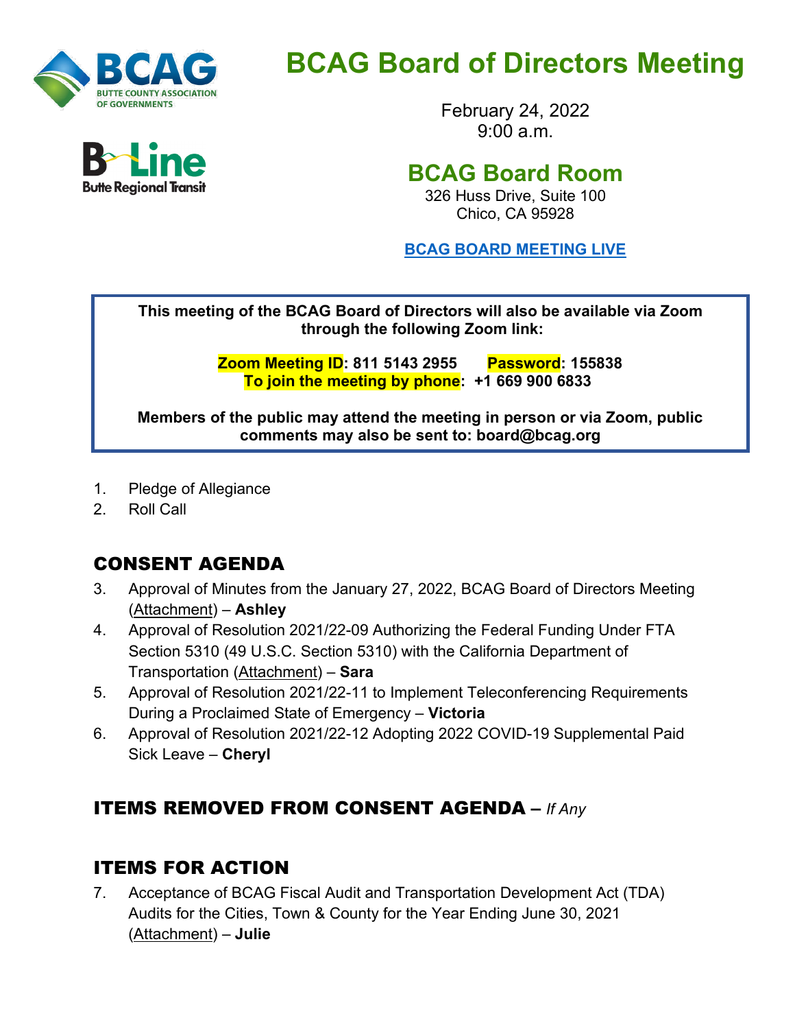# BCAG Board of Directors Meeting

February 24, 2022
9:00 a.m.

## BCAG Board Room

326 Huss Drive, Suite 100
Chico, CA 95928

**BCAG BOARD MEETING LIVE**

**This meeting of the BCAG Board of Directors will also be available via Zoom through the following Zoom link:**

**Zoom Meeting ID: 811 5143 2955 Password: 155838**
**To join the meeting by phone: +1 669 900 6833**

**Members of the public may attend the meeting in person or via Zoom, public comments may also be sent to: board@bcag.org**

1. Pledge of Allegiance
2. Roll Call

## CONSENT AGENDA

3. Approval of Minutes from the January 27, 2022, BCAG Board of Directors Meeting (Attachment) – **Ashley**
4. Approval of Resolution 2021/22-09 Authorizing the Federal Funding Under FTA Section 5310 (49 U.S.C. Section 5310) with the California Department of Transportation (Attachment) – **Sara**
5. Approval of Resolution 2021/22-11 to Implement Teleconferencing Requirements During a Proclaimed State of Emergency – **Victoria**
6. Approval of Resolution 2021/22-12 Adopting 2022 COVID-19 Supplemental Paid Sick Leave – **Cheryl**

## ITEMS REMOVED FROM CONSENT AGENDA – *If Any*

## ITEMS FOR ACTION

7. Acceptance of BCAG Fiscal Audit and Transportation Development Act (TDA) Audits for the Cities, Town & County for the Year Ending June 30, 2021 (Attachment) – **Julie**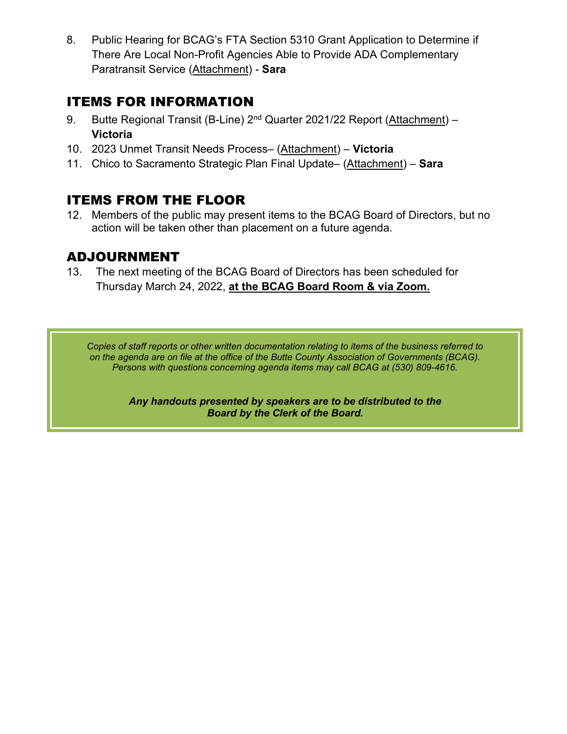8. Public Hearing for BCAG's FTA Section 5310 Grant Application to Determine if There Are Local Non-Profit Agencies Able to Provide ADA Complementary Paratransit Service (Attachment) - **Sara**

## ITEMS FOR INFORMATION

9. Butte Regional Transit (B-Line) 2nd Quarter 2021/22 Report (Attachment) – **Victoria**
10. 2023 Unmet Transit Needs Process– (Attachment) – **Victoria**
11. Chico to Sacramento Strategic Plan Final Update– (Attachment) – **Sara**

## ITEMS FROM THE FLOOR

12. Members of the public may present items to the BCAG Board of Directors, but no action will be taken other than placement on a future agenda.

## ADJOURNMENT

13. The next meeting of the BCAG Board of Directors has been scheduled for Thursday March 24, 2022, **at the BCAG Board Room & via Zoom.**

*Copies of staff reports or other written documentation relating to items of the business referred to on the agenda are on file at the office of the Butte County Association of Governments (BCAG). Persons with questions concerning agenda items may call BCAG at (530) 809-4616.*

***Any handouts presented by speakers are to be distributed to the Board by the Clerk of the Board.***